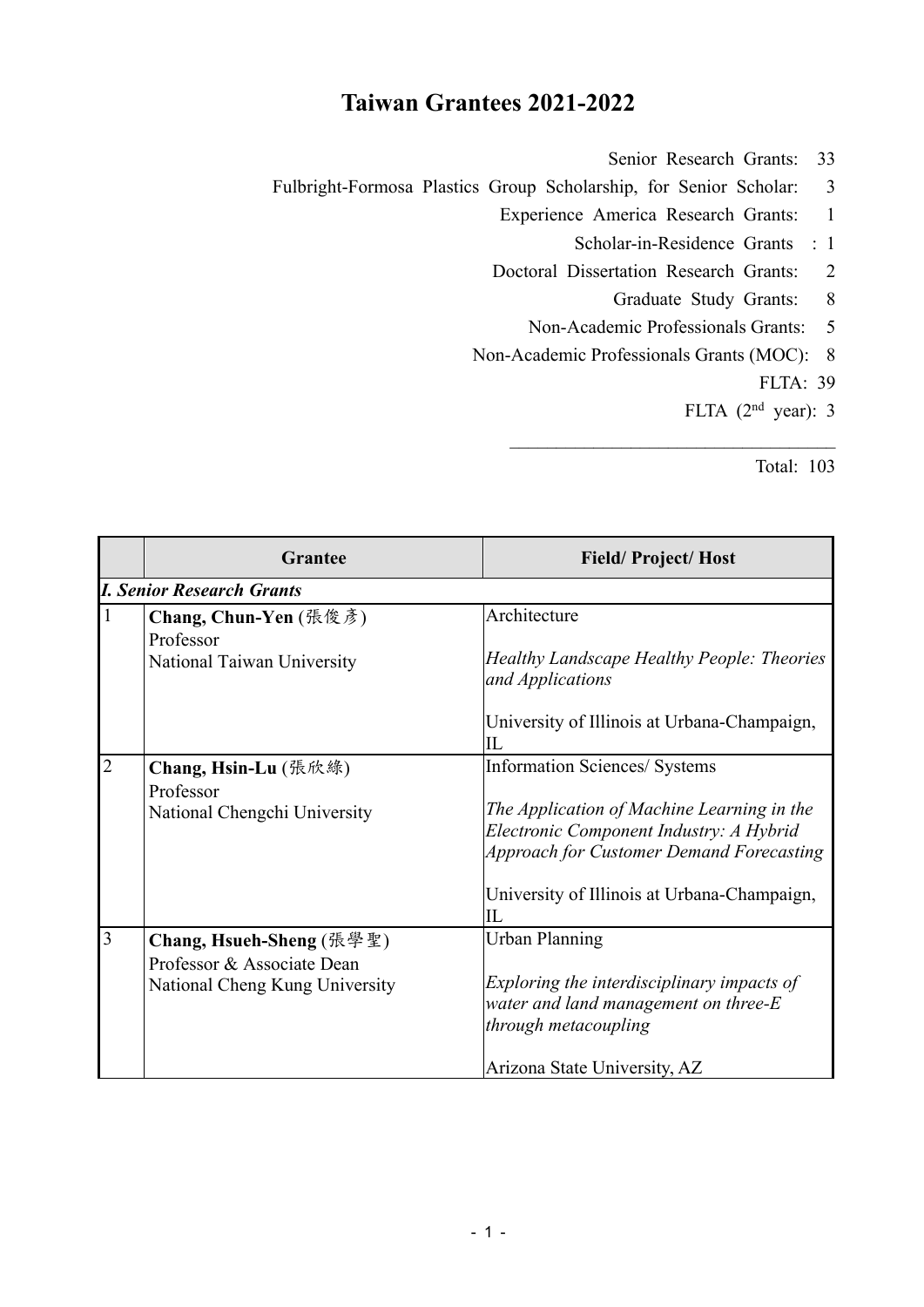# Taiwan Grantees 2021-2022

Senior Research Grants: 33
Fulbright-Formosa Plastics Group Scholarship, for Senior Scholar: 3
Experience America Research Grants: 1
Scholar-in-Residence Grants : 1
Doctoral Dissertation Research Grants: 2
Graduate Study Grants: 8
Non-Academic Professionals Grants: 5
Non-Academic Professionals Grants (MOC): 8
FLTA: 39
FLTA (2nd year): 3

---

Total: 103

| | Grantee | Field/ Project/ Host |
|---|---|---|
| ***I. Senior Research Grants*** | | |
| 1 | **Chang, Chun-Yen** (張俊彥)<br>Professor<br>National Taiwan University | Architecture<br><br>*Healthy Landscape Healthy People: Theories and Applications*<br><br>University of Illinois at Urbana-Champaign, IL |
| 2 | **Chang, Hsin-Lu** (張欣綠)<br>Professor<br>National Chengchi University | Information Sciences/ Systems<br><br>*The Application of Machine Learning in the Electronic Component Industry: A Hybrid Approach for Customer Demand Forecasting*<br><br>University of Illinois at Urbana-Champaign, IL |
| 3 | **Chang, Hsueh-Sheng** (張學聖)<br>Professor & Associate Dean<br>National Cheng Kung University | Urban Planning<br><br>*Exploring the interdisciplinary impacts of water and land management on three-E through metacoupling*<br><br>Arizona State University, AZ |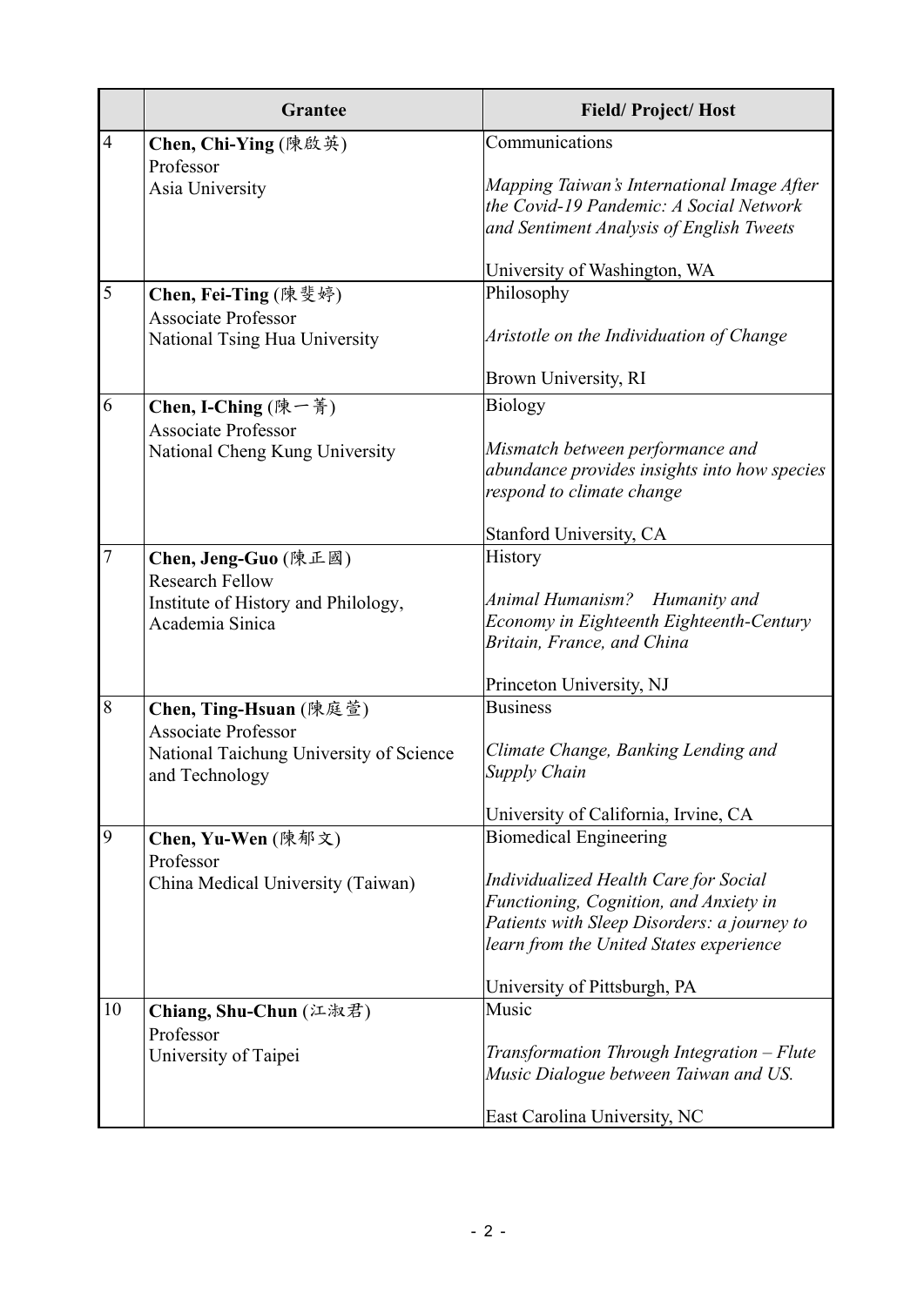|  | Grantee | Field/ Project/ Host |
|---|---|---|
| 4 | **Chen, Chi-Ying** (陳啟英)<br>Professor<br>Asia University | Communications<br><br>*Mapping Taiwan's International Image After the Covid-19 Pandemic: A Social Network and Sentiment Analysis of English Tweets*<br><br>University of Washington, WA |
| 5 | **Chen, Fei-Ting** (陳斐婷)<br>Associate Professor<br>National Tsing Hua University | Philosophy<br><br>*Aristotle on the Individuation of Change*<br><br>Brown University, RI |
| 6 | **Chen, I-Ching** (陳一菁)<br>Associate Professor<br>National Cheng Kung University | Biology<br><br>*Mismatch between performance and abundance provides insights into how species respond to climate change*<br><br>Stanford University, CA |
| 7 | **Chen, Jeng-Guo** (陳正國)<br>Research Fellow<br>Institute of History and Philology, Academia Sinica | History<br><br>*Animal Humanism? Humanity and Economy in Eighteenth Eighteenth-Century Britain, France, and China*<br><br>Princeton University, NJ |
| 8 | **Chen, Ting-Hsuan** (陳庭萱)<br>Associate Professor<br>National Taichung University of Science and Technology | Business<br><br>*Climate Change, Banking Lending and Supply Chain*<br><br>University of California, Irvine, CA |
| 9 | **Chen, Yu-Wen** (陳郁文)<br>Professor<br>China Medical University (Taiwan) | Biomedical Engineering<br><br>*Individualized Health Care for Social Functioning, Cognition, and Anxiety in Patients with Sleep Disorders: a journey to learn from the United States experience*<br><br>University of Pittsburgh, PA |
| 10 | **Chiang, Shu-Chun** (江淑君)<br>Professor<br>University of Taipei | Music<br><br>*Transformation Through Integration – Flute Music Dialogue between Taiwan and US.*<br><br>East Carolina University, NC |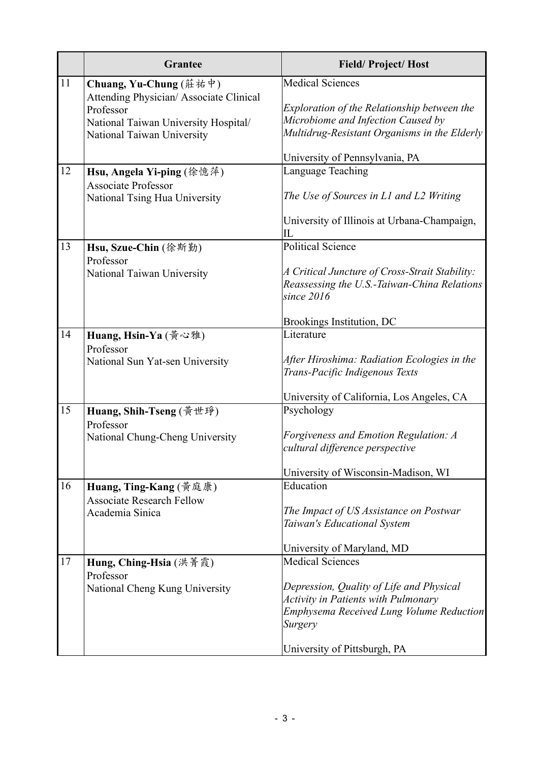| | Grantee | Field/ Project/ Host |
|---|---|---|
| 11 | **Chuang, Yu-Chung** (莊祐中)<br>Attending Physician/ Associate Clinical Professor<br>National Taiwan University Hospital/ National Taiwan University | Medical Sciences<br><br>*Exploration of the Relationship between the Microbiome and Infection Caused by Multidrug-Resistant Organisms in the Elderly*<br><br>University of Pennsylvania, PA |
| 12 | **Hsu, Angela Yi-ping** (徐憶萍)<br>Associate Professor<br>National Tsing Hua University | Language Teaching<br><br>*The Use of Sources in L1 and L2 Writing*<br><br>University of Illinois at Urbana-Champaign, IL |
| 13 | **Hsu, Szue-Chin** (徐斯勤)<br>Professor<br>National Taiwan University | Political Science<br><br>*A Critical Juncture of Cross-Strait Stability: Reassessing the U.S.-Taiwan-China Relations since 2016*<br><br>Brookings Institution, DC |
| 14 | **Huang, Hsin-Ya** (黃心雅)<br>Professor<br>National Sun Yat-sen University | Literature<br><br>*After Hiroshima: Radiation Ecologies in the Trans-Pacific Indigenous Texts*<br><br>University of California, Los Angeles, CA |
| 15 | **Huang, Shih-Tseng** (黃世琤)<br>Professor<br>National Chung-Cheng University | Psychology<br><br>*Forgiveness and Emotion Regulation: A cultural difference perspective*<br><br>University of Wisconsin-Madison, WI |
| 16 | **Huang, Ting-Kang** (黃庭康)<br>Associate Research Fellow<br>Academia Sinica | Education<br><br>*The Impact of US Assistance on Postwar Taiwan's Educational System*<br><br>University of Maryland, MD |
| 17 | **Hung, Ching-Hsia** (洪菁霞)<br>Professor<br>National Cheng Kung University | Medical Sciences<br><br>*Depression, Quality of Life and Physical Activity in Patients with Pulmonary Emphysema Received Lung Volume Reduction Surgery*<br><br>University of Pittsburgh, PA |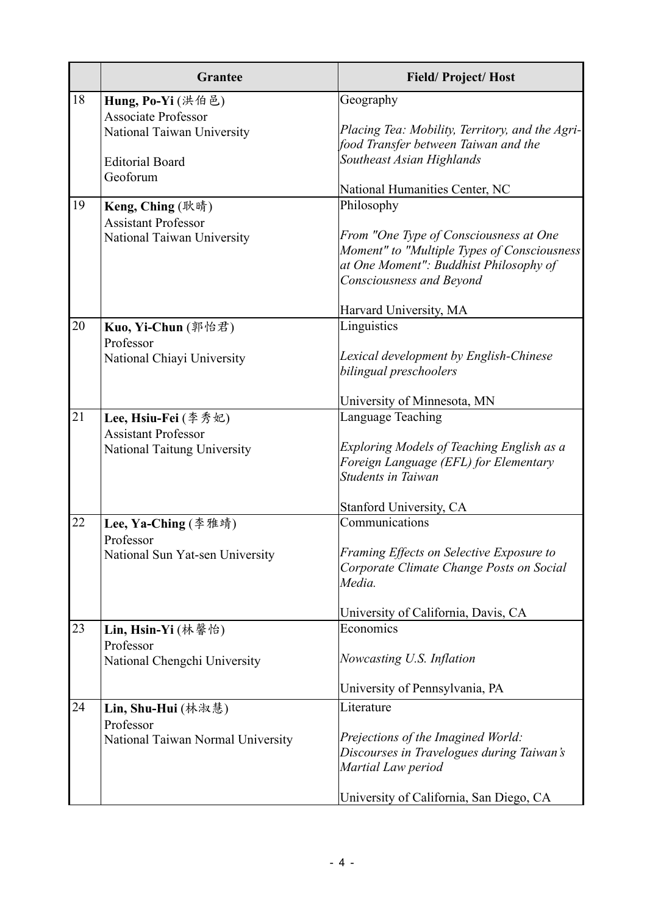| | Grantee | Field/ Project/ Host |
|---|---|---|
| 18 | **Hung, Po-Yi** (洪伯邑)<br>Associate Professor<br>National Taiwan University<br><br>Editorial Board<br>Geoforum | Geography<br><br>*Placing Tea: Mobility, Territory, and the Agri-food Transfer between Taiwan and the Southeast Asian Highlands*<br><br>National Humanities Center, NC |
| 19 | **Keng, Ching** (耿晴)<br>Assistant Professor<br>National Taiwan University | Philosophy<br><br>*From "One Type of Consciousness at One Moment" to "Multiple Types of Consciousness at One Moment": Buddhist Philosophy of Consciousness and Beyond*<br><br>Harvard University, MA |
| 20 | **Kuo, Yi-Chun** (郭怡君)<br>Professor<br>National Chiayi University | Linguistics<br><br>*Lexical development by English-Chinese bilingual preschoolers*<br><br>University of Minnesota, MN |
| 21 | **Lee, Hsiu-Fei** (李秀妃)<br>Assistant Professor<br>National Taitung University | Language Teaching<br><br>*Exploring Models of Teaching English as a Foreign Language (EFL) for Elementary Students in Taiwan*<br><br>Stanford University, CA |
| 22 | **Lee, Ya-Ching** (李雅靖)<br>Professor<br>National Sun Yat-sen University | Communications<br><br>*Framing Effects on Selective Exposure to Corporate Climate Change Posts on Social Media.*<br><br>University of California, Davis, CA |
| 23 | **Lin, Hsin-Yi** (林馨怡)<br>Professor<br>National Chengchi University | Economics<br><br>*Nowcasting U.S. Inflation*<br><br>University of Pennsylvania, PA |
| 24 | **Lin, Shu-Hui** (林淑慧)<br>Professor<br>National Taiwan Normal University | Literature<br><br>*Prejections of the Imagined World: Discourses in Travelogues during Taiwan's Martial Law period*<br><br>University of California, San Diego, CA |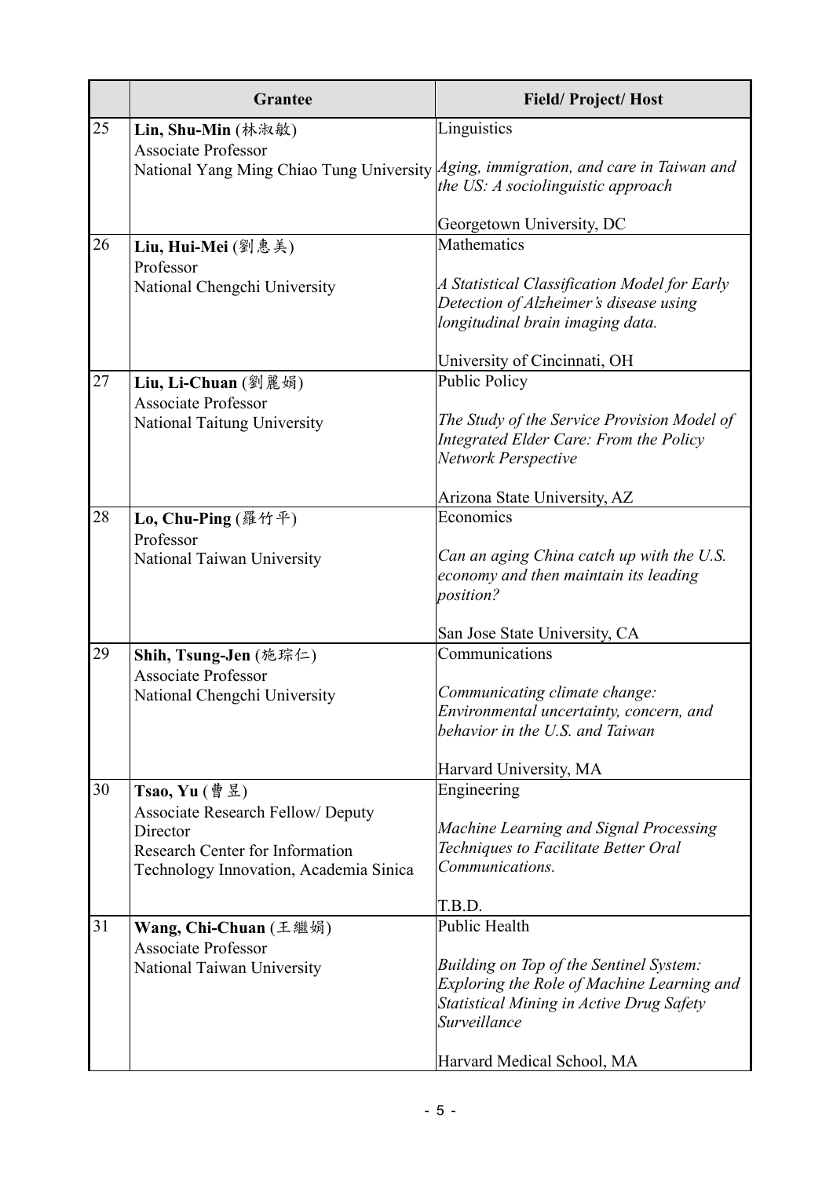| | Grantee | Field/ Project/ Host |
|---|---|---|
| 25 | **Lin, Shu-Min** (林淑敏)<br>Associate Professor<br>National Yang Ming Chiao Tung University | Linguistics<br><br>*Aging, immigration, and care in Taiwan and the US: A sociolinguistic approach*<br><br>Georgetown University, DC |
| 26 | **Liu, Hui-Mei** (劉惠美)<br>Professor<br>National Chengchi University | Mathematics<br><br>*A Statistical Classification Model for Early Detection of Alzheimer's disease using longitudinal brain imaging data.*<br><br>University of Cincinnati, OH |
| 27 | **Liu, Li-Chuan** (劉麗娟)<br>Associate Professor<br>National Taitung University | Public Policy<br><br>*The Study of the Service Provision Model of Integrated Elder Care: From the Policy Network Perspective*<br><br>Arizona State University, AZ |
| 28 | **Lo, Chu-Ping** (羅竹平)<br>Professor<br>National Taiwan University | Economics<br><br>*Can an aging China catch up with the U.S. economy and then maintain its leading position?*<br><br>San Jose State University, CA |
| 29 | **Shih, Tsung-Jen** (施琮仁)<br>Associate Professor<br>National Chengchi University | Communications<br><br>*Communicating climate change: Environmental uncertainty, concern, and behavior in the U.S. and Taiwan*<br><br>Harvard University, MA |
| 30 | **Tsao, Yu** (曹昱)<br>Associate Research Fellow/ Deputy Director<br>Research Center for Information Technology Innovation, Academia Sinica | Engineering<br><br>*Machine Learning and Signal Processing Techniques to Facilitate Better Oral Communications.*<br><br>T.B.D. |
| 31 | **Wang, Chi-Chuan** (王繼娟)<br>Associate Professor<br>National Taiwan University | Public Health<br><br>*Building on Top of the Sentinel System: Exploring the Role of Machine Learning and Statistical Mining in Active Drug Safety Surveillance*<br><br>Harvard Medical School, MA |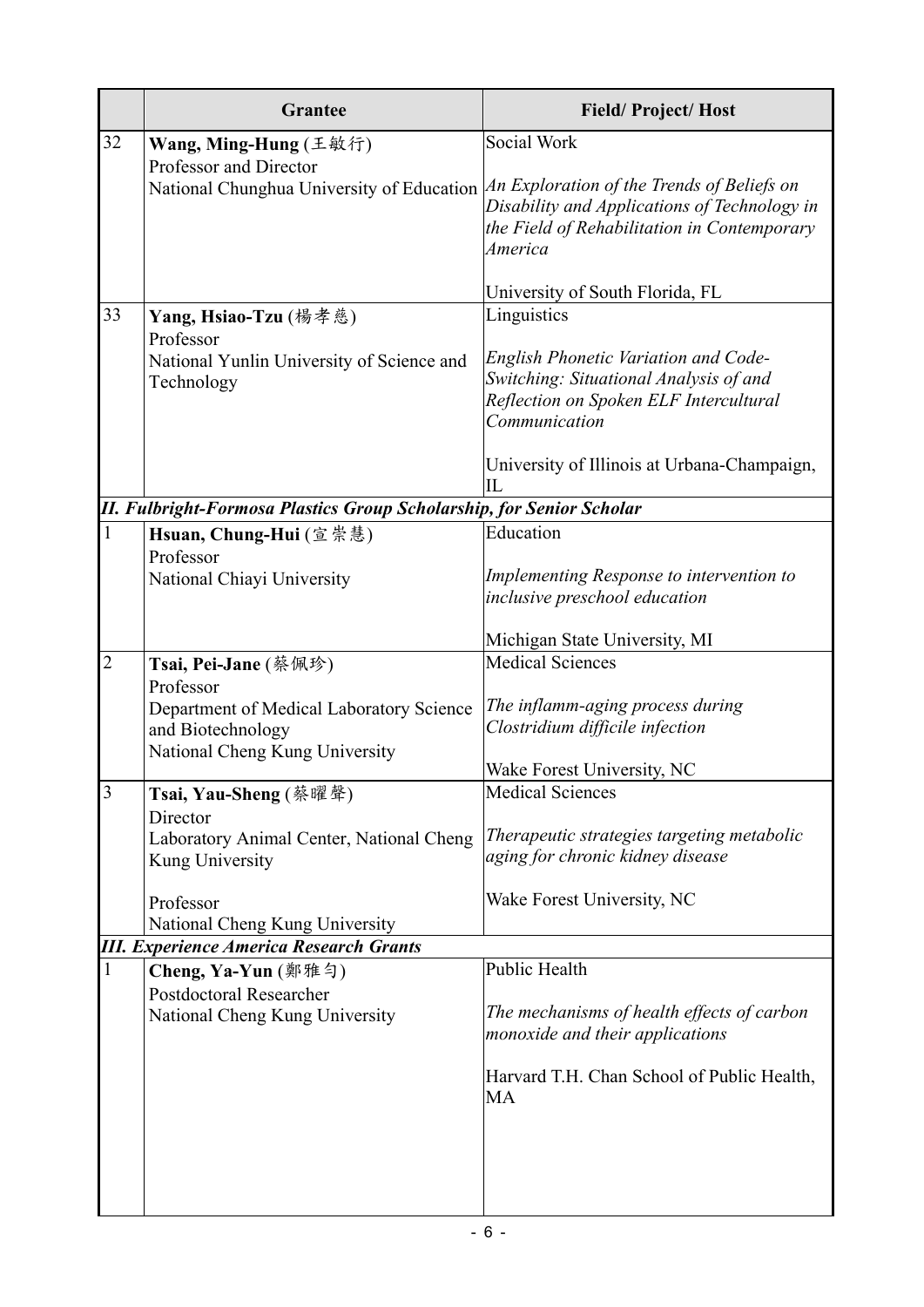| | Grantee | Field/ Project/ Host |
|---|---|---|
| 32 | **Wang, Ming-Hung** (王敏行)<br>Professor and Director<br>National Chunghua University of Education | Social Work<br><br>*An Exploration of the Trends of Beliefs on Disability and Applications of Technology in the Field of Rehabilitation in Contemporary America*<br><br>University of South Florida, FL |
| 33 | **Yang, Hsiao-Tzu** (楊孝慈)<br>Professor<br>National Yunlin University of Science and Technology | Linguistics<br><br>*English Phonetic Variation and Code-Switching: Situational Analysis of and Reflection on Spoken ELF Intercultural Communication*<br><br>University of Illinois at Urbana-Champaign, IL |
| ***II. Fulbright-Formosa Plastics Group Scholarship, for Senior Scholar*** | | |
| 1 | **Hsuan, Chung-Hui** (宣崇慧)<br>Professor<br>National Chiayi University | Education<br><br>*Implementing Response to intervention to inclusive preschool education*<br><br>Michigan State University, MI |
| 2 | **Tsai, Pei-Jane** (蔡佩珍)<br>Professor<br>Department of Medical Laboratory Science and Biotechnology<br>National Cheng Kung University | Medical Sciences<br><br>*The inflamm-aging process during Clostridium difficile infection*<br><br>Wake Forest University, NC |
| 3 | **Tsai, Yau-Sheng** (蔡曜聲)<br>Director<br>Laboratory Animal Center, National Cheng Kung University<br><br>Professor<br>National Cheng Kung University | Medical Sciences<br><br>*Therapeutic strategies targeting metabolic aging for chronic kidney disease*<br><br>Wake Forest University, NC |
| ***III. Experience America Research Grants*** | | |
| 1 | **Cheng, Ya-Yun** (鄭雅勻)<br>Postdoctoral Researcher<br>National Cheng Kung University | Public Health<br><br>*The mechanisms of health effects of carbon monoxide and their applications*<br><br>Harvard T.H. Chan School of Public Health, MA |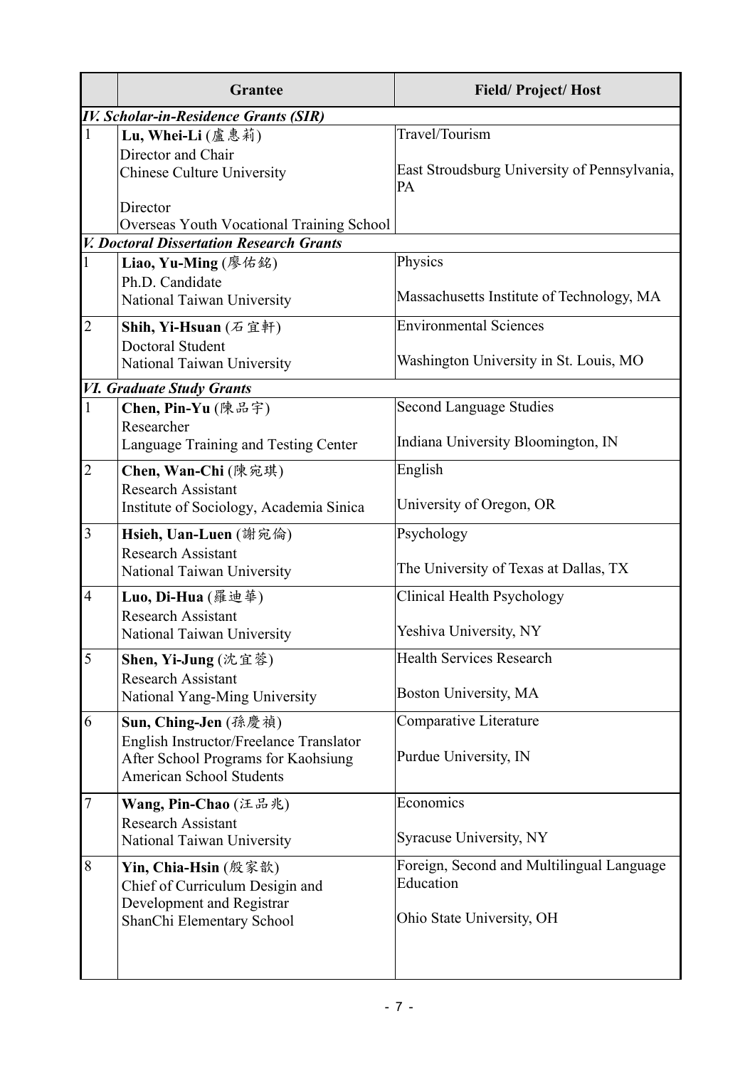| | Grantee | Field/ Project/ Host |
|---|---|---|
| ***IV. Scholar-in-Residence Grants (SIR)*** | | |
| 1 | **Lu, Whei-Li** (盧惠莉)<br>Director and Chair<br>Chinese Culture University<br><br>Director<br>Overseas Youth Vocational Training School | Travel/Tourism<br><br>East Stroudsburg University of Pennsylvania, PA |
| ***V. Doctoral Dissertation Research Grants*** | | |
| 1 | **Liao, Yu-Ming** (廖佑銘)<br>Ph.D. Candidate<br>National Taiwan University | Physics<br><br>Massachusetts Institute of Technology, MA |
| 2 | **Shih, Yi-Hsuan** (石宜軒)<br>Doctoral Student<br>National Taiwan University | Environmental Sciences<br><br>Washington University in St. Louis, MO |
| ***VI. Graduate Study Grants*** | | |
| 1 | **Chen, Pin-Yu** (陳品宇)<br>Researcher<br>Language Training and Testing Center | Second Language Studies<br><br>Indiana University Bloomington, IN |
| 2 | **Chen, Wan-Chi** (陳宛琪)<br>Research Assistant<br>Institute of Sociology, Academia Sinica | English<br><br>University of Oregon, OR |
| 3 | **Hsieh, Uan-Luen** (謝宛倫)<br>Research Assistant<br>National Taiwan University | Psychology<br><br>The University of Texas at Dallas, TX |
| 4 | **Luo, Di-Hua** (羅迪華)<br>Research Assistant<br>National Taiwan University | Clinical Health Psychology<br><br>Yeshiva University, NY |
| 5 | **Shen, Yi-Jung** (沈宜蓉)<br>Research Assistant<br>National Yang-Ming University | Health Services Research<br><br>Boston University, MA |
| 6 | **Sun, Ching-Jen** (孫慶禎)<br>English Instructor/Freelance Translator<br>After School Programs for Kaohsiung American School Students | Comparative Literature<br><br>Purdue University, IN |
| 7 | **Wang, Pin-Chao** (汪品兆)<br>Research Assistant<br>National Taiwan University | Economics<br><br>Syracuse University, NY |
| 8 | **Yin, Chia-Hsin** (殷家歆)<br>Chief of Curriculum Desigin and Development and Registrar<br>ShanChi Elementary School | Foreign, Second and Multilingual Language Education<br><br>Ohio State University, OH |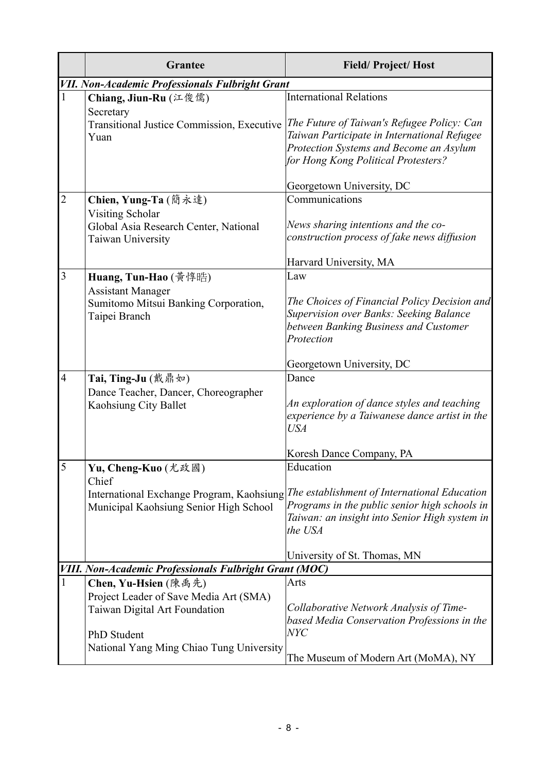| | Grantee | Field/ Project/ Host |
|---|---|---|
| ***VII. Non-Academic Professionals Fulbright Grant*** | | |
| 1 | **Chiang, Jiun-Ru** (江俊儒)<br>Secretary<br>Transitional Justice Commission, Executive Yuan | International Relations<br><br>*The Future of Taiwan's Refugee Policy: Can Taiwan Participate in International Refugee Protection Systems and Become an Asylum for Hong Kong Political Protesters?*<br><br>Georgetown University, DC |
| 2 | **Chien, Yung-Ta** (簡永達)<br>Visiting Scholar<br>Global Asia Research Center, National Taiwan University | Communications<br><br>*News sharing intentions and the co-construction process of fake news diffusion*<br><br>Harvard University, MA |
| 3 | **Huang, Tun-Hao** (黃惇晧)<br>Assistant Manager<br>Sumitomo Mitsui Banking Corporation, Taipei Branch | Law<br><br>*The Choices of Financial Policy Decision and Supervision over Banks: Seeking Balance between Banking Business and Customer Protection*<br><br>Georgetown University, DC |
| 4 | **Tai, Ting-Ju** (戴鼎如)<br>Dance Teacher, Dancer, Choreographer<br>Kaohsiung City Ballet | Dance<br><br>*An exploration of dance styles and teaching experience by a Taiwanese dance artist in the USA*<br><br>Koresh Dance Company, PA |
| 5 | **Yu, Cheng-Kuo** (尤政國)<br>Chief<br>International Exchange Program, Kaohsiung Municipal Kaohsiung Senior High School | Education<br><br>*The establishment of International Education Programs in the public senior high schools in Taiwan: an insight into Senior High system in the USA*<br><br>University of St. Thomas, MN |
| ***VIII. Non-Academic Professionals Fulbright Grant (MOC)*** | | |
| 1 | **Chen, Yu-Hsien** (陳禹先)<br>Project Leader of Save Media Art (SMA)<br>Taiwan Digital Art Foundation<br><br>PhD Student<br>National Yang Ming Chiao Tung University | Arts<br><br>*Collaborative Network Analysis of Time-based Media Conservation Professions in the NYC*<br><br>The Museum of Modern Art (MoMA), NY |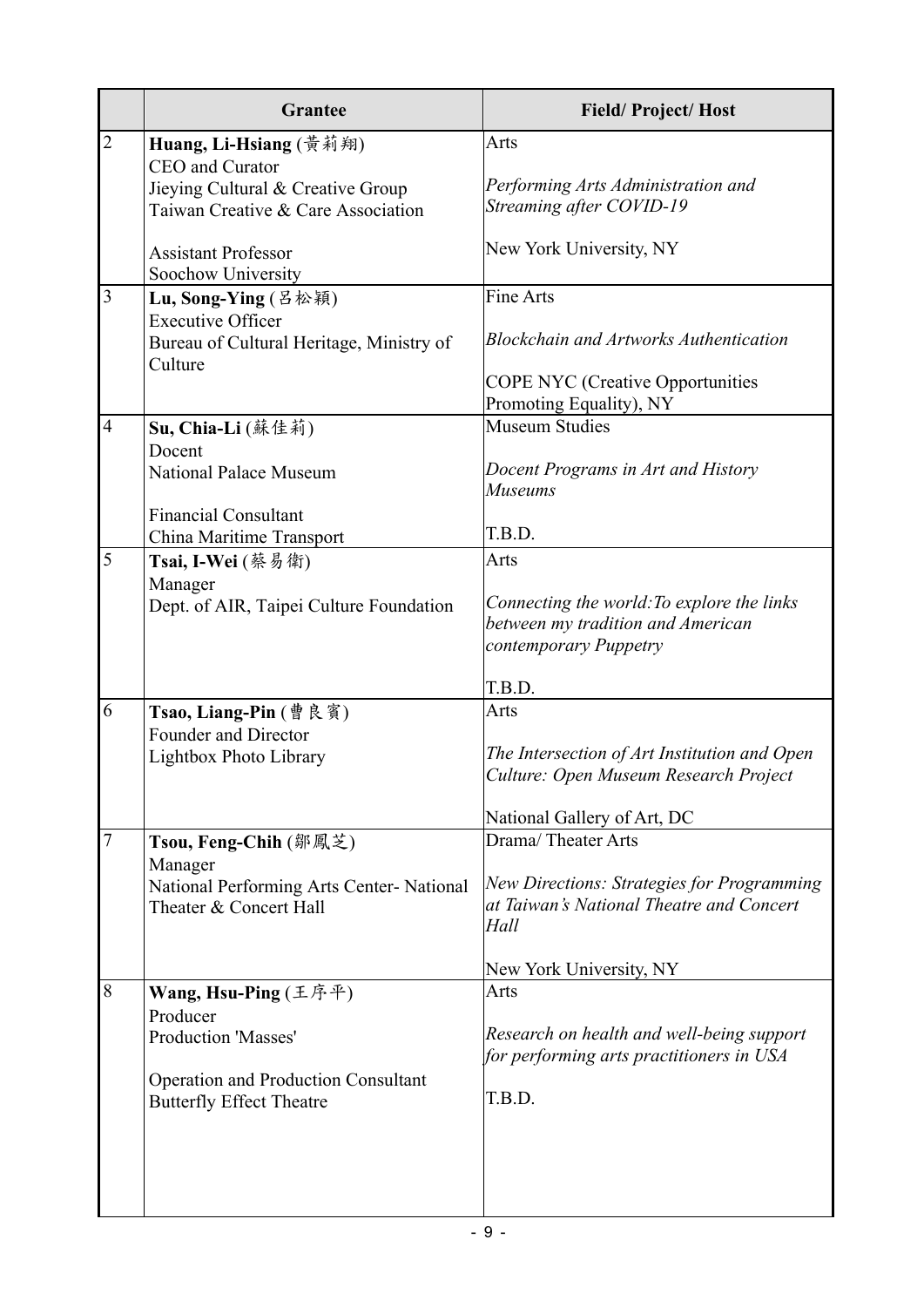| | Grantee | Field/ Project/ Host |
|---|---|---|
| 2 | **Huang, Li-Hsiang** (黃莉翔)<br>CEO and Curator<br>Jieying Cultural & Creative Group<br>Taiwan Creative & Care Association<br><br>Assistant Professor<br>Soochow University | Arts<br><br>*Performing Arts Administration and Streaming after COVID-19*<br><br>New York University, NY |
| 3 | **Lu, Song-Ying** (呂松穎)<br>Executive Officer<br>Bureau of Cultural Heritage, Ministry of Culture | Fine Arts<br><br>*Blockchain and Artworks Authentication*<br><br>COPE NYC (Creative Opportunities Promoting Equality), NY |
| 4 | **Su, Chia-Li** (蘇佳莉)<br>Docent<br>National Palace Museum<br><br>Financial Consultant<br>China Maritime Transport | Museum Studies<br><br>*Docent Programs in Art and History Museums*<br><br>T.B.D. |
| 5 | **Tsai, I-Wei** (蔡易衛)<br>Manager<br>Dept. of AIR, Taipei Culture Foundation | Arts<br><br>*Connecting the world:To explore the links between my tradition and American contemporary Puppetry*<br><br>T.B.D. |
| 6 | **Tsao, Liang-Pin** (曹良賓)<br>Founder and Director<br>Lightbox Photo Library | Arts<br><br>*The Intersection of Art Institution and Open Culture: Open Museum Research Project*<br><br>National Gallery of Art, DC |
| 7 | **Tsou, Feng-Chih** (鄒鳳芝)<br>Manager<br>National Performing Arts Center- National Theater & Concert Hall | Drama/ Theater Arts<br><br>*New Directions: Strategies for Programming at Taiwan's National Theatre and Concert Hall*<br><br>New York University, NY |
| 8 | **Wang, Hsu-Ping** (王序平)<br>Producer<br>Production 'Masses'<br><br>Operation and Production Consultant<br>Butterfly Effect Theatre | Arts<br><br>*Research on health and well-being support for performing arts practitioners in USA*<br><br>T.B.D. |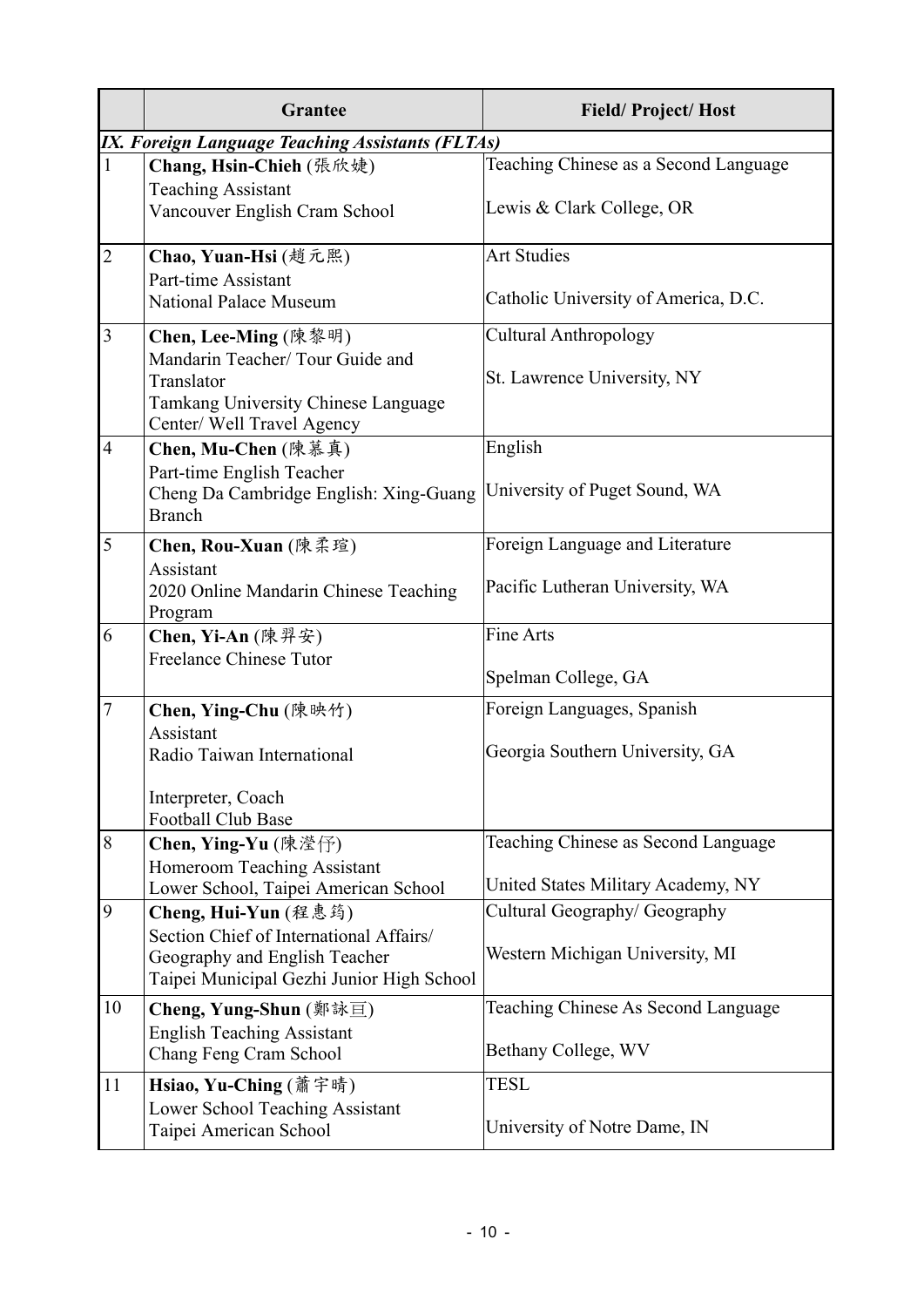| | Grantee | Field/ Project/ Host |
|---|---|---|
| ***IX. Foreign Language Teaching Assistants (FLTAs)*** | | |
| 1 | **Chang, Hsin-Chieh** (張欣婕)<br>Teaching Assistant<br>Vancouver English Cram School | Teaching Chinese as a Second Language<br><br>Lewis & Clark College, OR |
| 2 | **Chao, Yuan-Hsi** (趙元熙)<br>Part-time Assistant<br>National Palace Museum | Art Studies<br><br>Catholic University of America, D.C. |
| 3 | **Chen, Lee-Ming** (陳黎明)<br>Mandarin Teacher/ Tour Guide and Translator<br>Tamkang University Chinese Language Center/ Well Travel Agency | Cultural Anthropology<br><br>St. Lawrence University, NY |
| 4 | **Chen, Mu-Chen** (陳慕真)<br>Part-time English Teacher<br>Cheng Da Cambridge English: Xing-Guang Branch | English<br><br>University of Puget Sound, WA |
| 5 | **Chen, Rou-Xuan** (陳柔瑄)<br>Assistant<br>2020 Online Mandarin Chinese Teaching Program | Foreign Language and Literature<br><br>Pacific Lutheran University, WA |
| 6 | **Chen, Yi-An** (陳羿安)<br>Freelance Chinese Tutor | Fine Arts<br><br>Spelman College, GA |
| 7 | **Chen, Ying-Chu** (陳映竹)<br>Assistant<br>Radio Taiwan International<br><br>Interpreter, Coach<br>Football Club Base | Foreign Languages, Spanish<br><br>Georgia Southern University, GA |
| 8 | **Chen, Ying-Yu** (陳瀅伃)<br>Homeroom Teaching Assistant<br>Lower School, Taipei American School | Teaching Chinese as Second Language<br><br>United States Military Academy, NY |
| 9 | **Cheng, Hui-Yun** (程惠筠)<br>Section Chief of International Affairs/ Geography and English Teacher<br>Taipei Municipal Gezhi Junior High School | Cultural Geography/ Geography<br><br>Western Michigan University, MI |
| 10 | **Cheng, Yung-Shun** (鄭詠亘)<br>English Teaching Assistant<br>Chang Feng Cram School | Teaching Chinese As Second Language<br><br>Bethany College, WV |
| 11 | **Hsiao, Yu-Ching** (蕭宇晴)<br>Lower School Teaching Assistant<br>Taipei American School | TESL<br><br>University of Notre Dame, IN |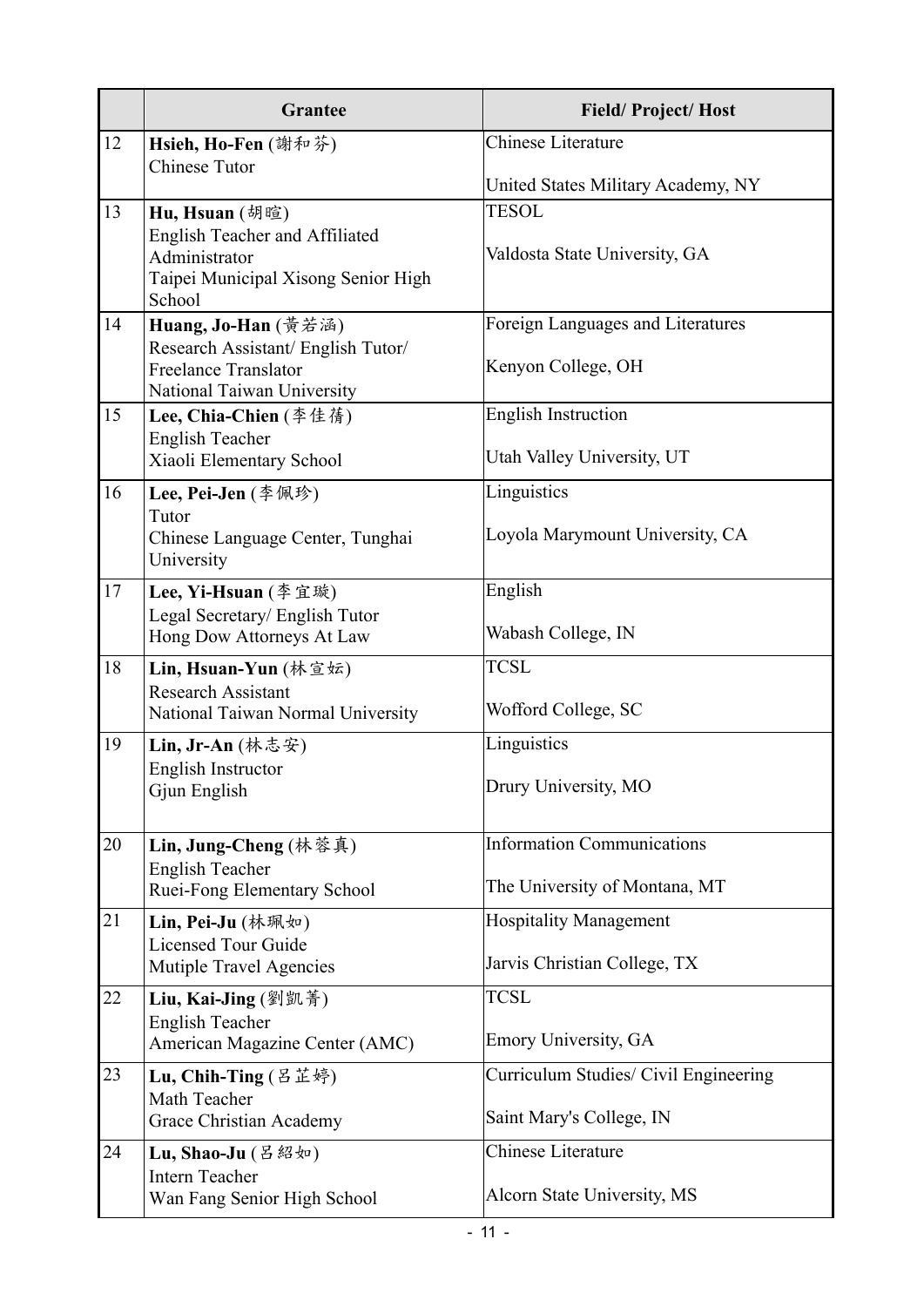| | Grantee | Field/ Project/ Host |
|---|---|---|
| 12 | **Hsieh, Ho-Fen** (謝和芬)<br>Chinese Tutor | Chinese Literature<br><br>United States Military Academy, NY |
| 13 | **Hu, Hsuan** (胡暄)<br>English Teacher and Affiliated Administrator<br>Taipei Municipal Xisong Senior High School | TESOL<br><br>Valdosta State University, GA |
| 14 | **Huang, Jo-Han** (黃若涵)<br>Research Assistant/ English Tutor/ Freelance Translator<br>National Taiwan University | Foreign Languages and Literatures<br><br>Kenyon College, OH |
| 15 | **Lee, Chia-Chien** (李佳蒨)<br>English Teacher<br>Xiaoli Elementary School | English Instruction<br><br>Utah Valley University, UT |
| 16 | **Lee, Pei-Jen** (李佩珍)<br>Tutor<br>Chinese Language Center, Tunghai University | Linguistics<br><br>Loyola Marymount University, CA |
| 17 | **Lee, Yi-Hsuan** (李宜璇)<br>Legal Secretary/ English Tutor<br>Hong Dow Attorneys At Law | English<br><br>Wabash College, IN |
| 18 | **Lin, Hsuan-Yun** (林宣妘)<br>Research Assistant<br>National Taiwan Normal University | TCSL<br><br>Wofford College, SC |
| 19 | **Lin, Jr-An** (林志安)<br>English Instructor<br>Gjun English | Linguistics<br><br>Drury University, MO |
| 20 | **Lin, Jung-Cheng** (林蓉真)<br>English Teacher<br>Ruei-Fong Elementary School | Information Communications<br><br>The University of Montana, MT |
| 21 | **Lin, Pei-Ju** (林珮如)<br>Licensed Tour Guide<br>Mutiple Travel Agencies | Hospitality Management<br><br>Jarvis Christian College, TX |
| 22 | **Liu, Kai-Jing** (劉凱菁)<br>English Teacher<br>American Magazine Center (AMC) | TCSL<br><br>Emory University, GA |
| 23 | **Lu, Chih-Ting** (呂芷婷)<br>Math Teacher<br>Grace Christian Academy | Curriculum Studies/ Civil Engineering<br><br>Saint Mary's College, IN |
| 24 | **Lu, Shao-Ju** (呂紹如)<br>Intern Teacher<br>Wan Fang Senior High School | Chinese Literature<br><br>Alcorn State University, MS |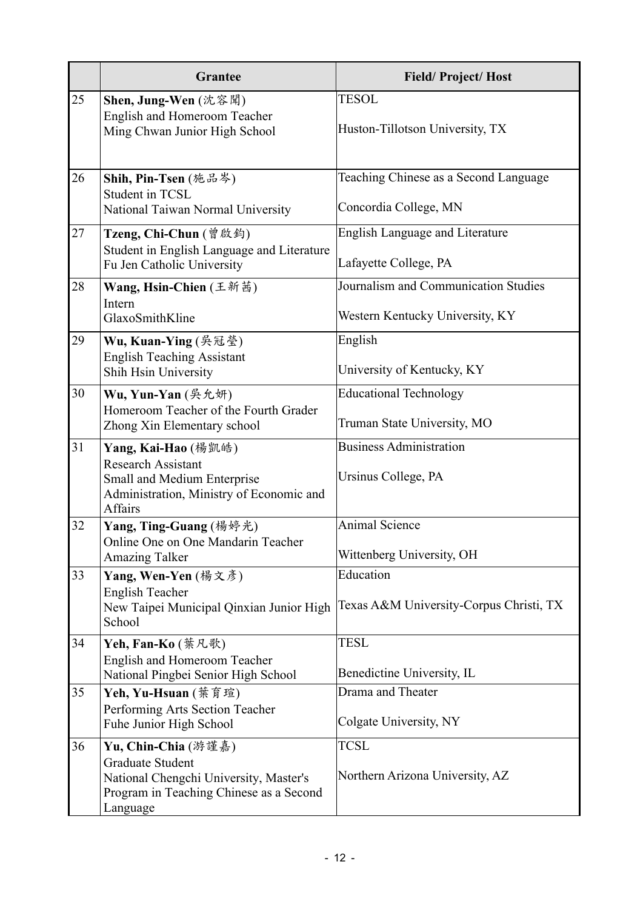| | Grantee | Field/ Project/ Host |
|---|---|---|
| 25 | **Shen, Jung-Wen** (沈容聞)<br>English and Homeroom Teacher<br>Ming Chwan Junior High School | TESOL<br><br>Huston-Tillotson University, TX |
| 26 | **Shih, Pin-Tsen** (施品岑)<br>Student in TCSL<br>National Taiwan Normal University | Teaching Chinese as a Second Language<br><br>Concordia College, MN |
| 27 | **Tzeng, Chi-Chun** (曾啟鈞)<br>Student in English Language and Literature<br>Fu Jen Catholic University | English Language and Literature<br><br>Lafayette College, PA |
| 28 | **Wang, Hsin-Chien** (王新茜)<br>Intern<br>GlaxoSmithKline | Journalism and Communication Studies<br><br>Western Kentucky University, KY |
| 29 | **Wu, Kuan-Ying** (吳冠瑩)<br>English Teaching Assistant<br>Shih Hsin University | English<br><br>University of Kentucky, KY |
| 30 | **Wu, Yun-Yan** (吳允妍)<br>Homeroom Teacher of the Fourth Grader<br>Zhong Xin Elementary school | Educational Technology<br><br>Truman State University, MO |
| 31 | **Yang, Kai-Hao** (楊凱皓)<br>Research Assistant<br>Small and Medium Enterprise Administration, Ministry of Economic and Affairs | Business Administration<br><br>Ursinus College, PA |
| 32 | **Yang, Ting-Guang** (楊婷光)<br>Online One on One Mandarin Teacher<br>Amazing Talker | Animal Science<br><br>Wittenberg University, OH |
| 33 | **Yang, Wen-Yen** (楊文彥)<br>English Teacher<br>New Taipei Municipal Qinxian Junior High School | Education<br><br>Texas A&M University-Corpus Christi, TX |
| 34 | **Yeh, Fan-Ko** (葉凡歌)<br>English and Homeroom Teacher<br>National Pingbei Senior High School | TESL<br><br>Benedictine University, IL |
| 35 | **Yeh, Yu-Hsuan** (葉育瑄)<br>Performing Arts Section Teacher<br>Fuhe Junior High School | Drama and Theater<br><br>Colgate University, NY |
| 36 | **Yu, Chin-Chia** (游謹嘉)<br>Graduate Student<br>National Chengchi University, Master's Program in Teaching Chinese as a Second Language | TCSL<br><br>Northern Arizona University, AZ |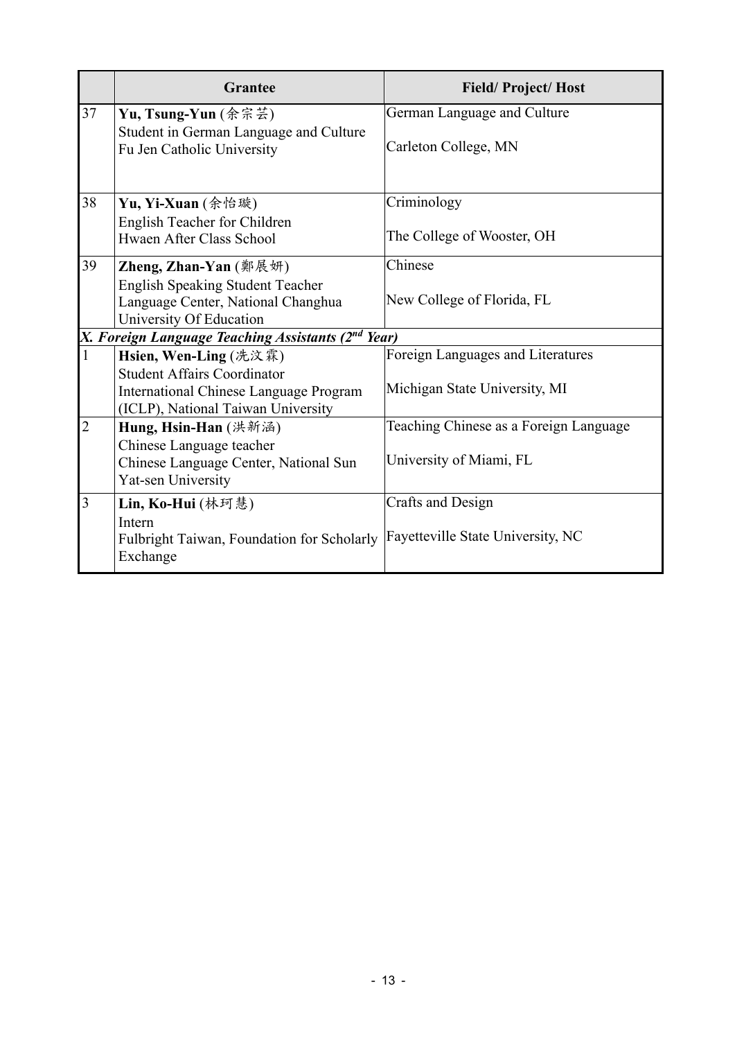| | Grantee | Field/ Project/ Host |
|---|---|---|
| 37 | **Yu, Tsung-Yun** (余宗芸)<br>Student in German Language and Culture<br>Fu Jen Catholic University | German Language and Culture<br><br>Carleton College, MN |
| 38 | **Yu, Yi-Xuan** (余怡璇)<br>English Teacher for Children<br>Hwaen After Class School | Criminology<br><br>The College of Wooster, OH |
| 39 | **Zheng, Zhan-Yan** (鄭展妍)<br>English Speaking Student Teacher<br>Language Center, National Changhua University Of Education | Chinese<br><br>New College of Florida, FL |
| ***X. Foreign Language Teaching Assistants (2nd Year)*** | | |
| 1 | **Hsien, Wen-Ling** (冼汶霖)<br>Student Affairs Coordinator<br>International Chinese Language Program (ICLP), National Taiwan University | Foreign Languages and Literatures<br><br>Michigan State University, MI |
| 2 | **Hung, Hsin-Han** (洪新涵)<br>Chinese Language teacher<br>Chinese Language Center, National Sun Yat-sen University | Teaching Chinese as a Foreign Language<br><br>University of Miami, FL |
| 3 | **Lin, Ko-Hui** (林珂慧)<br>Intern<br>Fulbright Taiwan, Foundation for Scholarly Exchange | Crafts and Design<br><br>Fayetteville State University, NC |